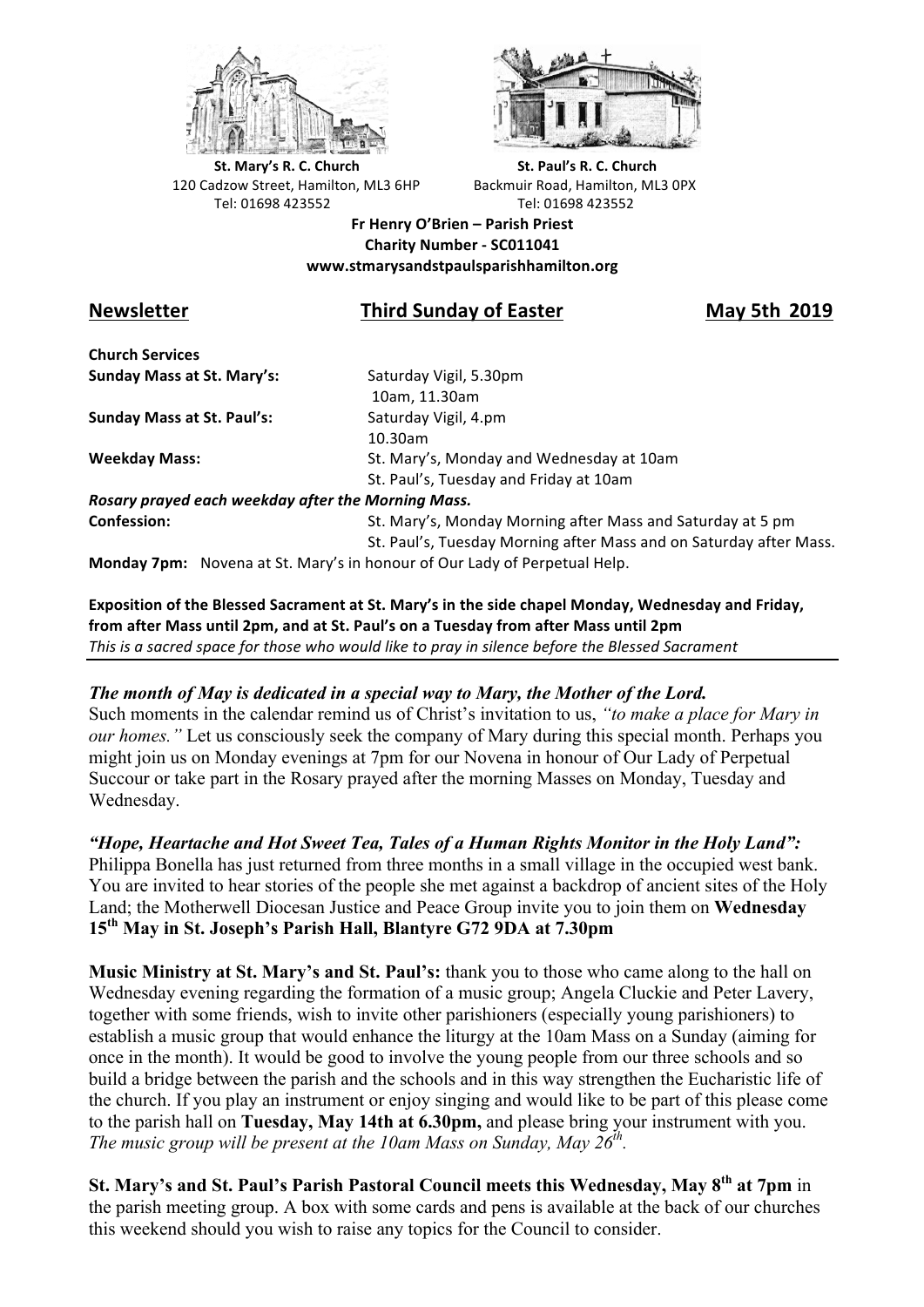**St. Mary's R. C. Church**
120 Cadzow Street, Hamilton, ML3 6HP
Tel: 01698 423552

**St. Paul's R. C. Church**
Backmuir Road, Hamilton, ML3 0PX
Tel: 01698 423552

**Fr Henry O'Brien – Parish Priest**
**Charity Number - SC011041**
**www.stmarysandstpaulsparishhamilton.org**

## Newsletter — Third Sunday of Easter — May 5th 2019

**Church Services**

| | |
|---|---|
| **Sunday Mass at St. Mary's:** | Saturday Vigil, 5.30pm |
| | 10am, 11.30am |
| **Sunday Mass at St. Paul's:** | Saturday Vigil, 4.pm |
| | 10.30am |
| **Weekday Mass:** | St. Mary's, Monday and Wednesday at 10am |
| | St. Paul's, Tuesday and Friday at 10am |

***Rosary prayed each weekday after the Morning Mass.***

| | |
|---|---|
| **Confession:** | St. Mary's, Monday Morning after Mass and Saturday at 5 pm |
| | St. Paul's, Tuesday Morning after Mass and on Saturday after Mass. |

**Monday 7pm:** Novena at St. Mary's in honour of Our Lady of Perpetual Help.

**Exposition of the Blessed Sacrament at St. Mary's in the side chapel Monday, Wednesday and Friday, from after Mass until 2pm, and at St. Paul's on a Tuesday from after Mass until 2pm**
*This is a sacred space for those who would like to pray in silence before the Blessed Sacrament*

---

***The month of May is dedicated in a special way to Mary, the Mother of the Lord.***
Such moments in the calendar remind us of Christ's invitation to us, *"to make a place for Mary in our homes."* Let us consciously seek the company of Mary during this special month. Perhaps you might join us on Monday evenings at 7pm for our Novena in honour of Our Lady of Perpetual Succour or take part in the Rosary prayed after the morning Masses on Monday, Tuesday and Wednesday.

***"Hope, Heartache and Hot Sweet Tea, Tales of a Human Rights Monitor in the Holy Land":***
Philippa Bonella has just returned from three months in a small village in the occupied west bank. You are invited to hear stories of the people she met against a backdrop of ancient sites of the Holy Land; the Motherwell Diocesan Justice and Peace Group invite you to join them on **Wednesday 15th May in St. Joseph's Parish Hall, Blantyre G72 9DA at 7.30pm**

**Music Ministry at St. Mary's and St. Paul's:** thank you to those who came along to the hall on Wednesday evening regarding the formation of a music group; Angela Cluckie and Peter Lavery, together with some friends, wish to invite other parishioners (especially young parishioners) to establish a music group that would enhance the liturgy at the 10am Mass on a Sunday (aiming for once in the month). It would be good to involve the young people from our three schools and so build a bridge between the parish and the schools and in this way strengthen the Eucharistic life of the church. If you play an instrument or enjoy singing and would like to be part of this please come to the parish hall on **Tuesday, May 14th at 6.30pm,** and please bring your instrument with you. *The music group will be present at the 10am Mass on Sunday, May 26th.*

**St. Mary's and St. Paul's Parish Pastoral Council meets this Wednesday, May 8th at 7pm** in the parish meeting group. A box with some cards and pens is available at the back of our churches this weekend should you wish to raise any topics for the Council to consider.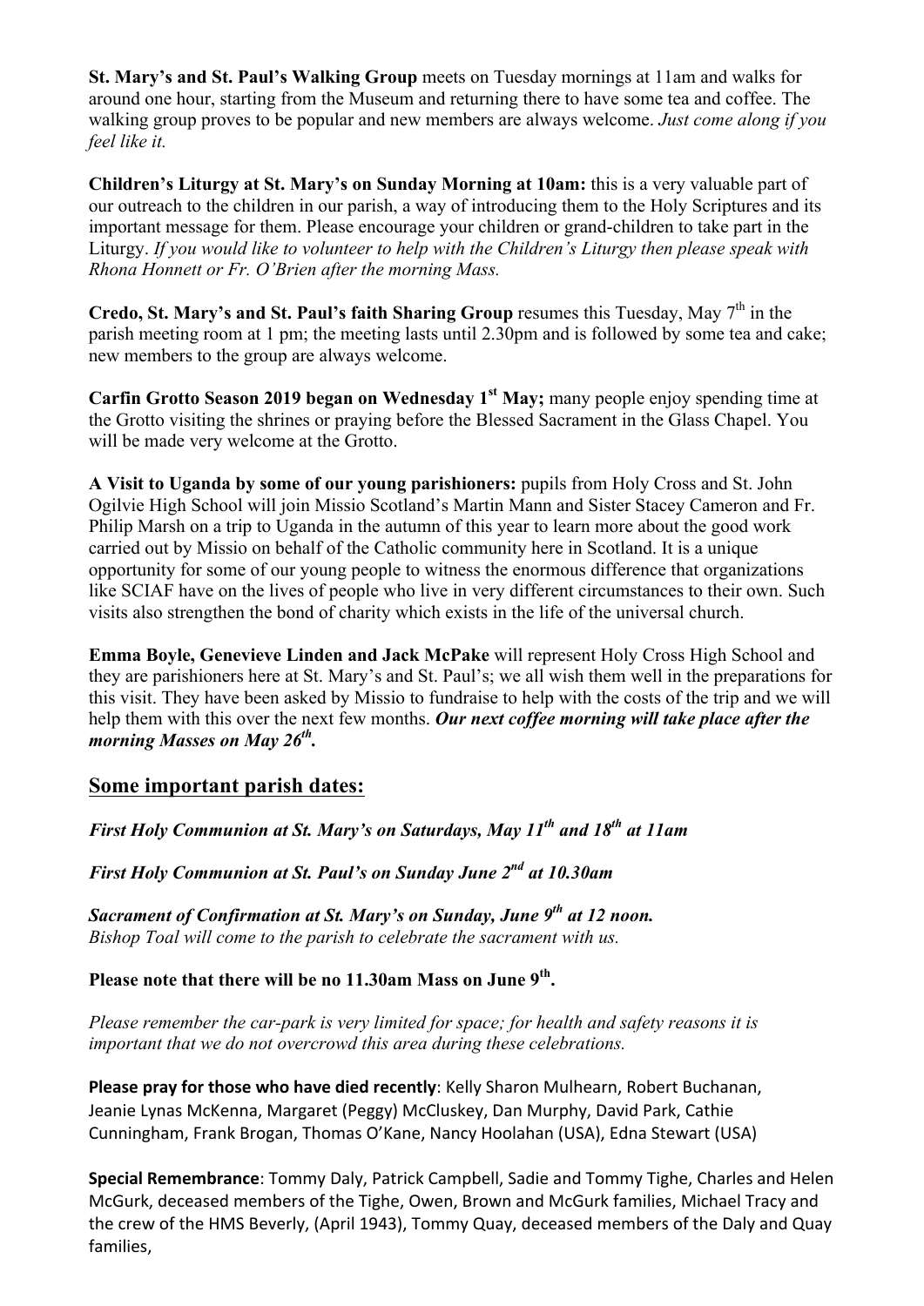**St. Mary's and St. Paul's Walking Group** meets on Tuesday mornings at 11am and walks for around one hour, starting from the Museum and returning there to have some tea and coffee. The walking group proves to be popular and new members are always welcome. *Just come along if you feel like it.*

**Children's Liturgy at St. Mary's on Sunday Morning at 10am:** this is a very valuable part of our outreach to the children in our parish, a way of introducing them to the Holy Scriptures and its important message for them. Please encourage your children or grand-children to take part in the Liturgy. *If you would like to volunteer to help with the Children's Liturgy then please speak with Rhona Honnett or Fr. O'Brien after the morning Mass.*

**Credo, St. Mary's and St. Paul's faith Sharing Group** resumes this Tuesday, May 7th in the parish meeting room at 1 pm; the meeting lasts until 2.30pm and is followed by some tea and cake; new members to the group are always welcome.

**Carfin Grotto Season 2019 began on Wednesday 1st May;** many people enjoy spending time at the Grotto visiting the shrines or praying before the Blessed Sacrament in the Glass Chapel. You will be made very welcome at the Grotto.

**A Visit to Uganda by some of our young parishioners:** pupils from Holy Cross and St. John Ogilvie High School will join Missio Scotland's Martin Mann and Sister Stacey Cameron and Fr. Philip Marsh on a trip to Uganda in the autumn of this year to learn more about the good work carried out by Missio on behalf of the Catholic community here in Scotland. It is a unique opportunity for some of our young people to witness the enormous difference that organizations like SCIAF have on the lives of people who live in very different circumstances to their own. Such visits also strengthen the bond of charity which exists in the life of the universal church.

**Emma Boyle, Genevieve Linden and Jack McPake** will represent Holy Cross High School and they are parishioners here at St. Mary's and St. Paul's; we all wish them well in the preparations for this visit. They have been asked by Missio to fundraise to help with the costs of the trip and we will help them with this over the next few months. ***Our next coffee morning will take place after the morning Masses on May 26th.***

## Some important parish dates:

***First Holy Communion at St. Mary's on Saturdays, May 11th and 18th at 11am***

***First Holy Communion at St. Paul's on Sunday June 2nd at 10.30am***

***Sacrament of Confirmation at St. Mary's on Sunday, June 9th at 12 noon.***
*Bishop Toal will come to the parish to celebrate the sacrament with us.*

**Please note that there will be no 11.30am Mass on June 9th.**

*Please remember the car-park is very limited for space; for health and safety reasons it is important that we do not overcrowd this area during these celebrations.*

**Please pray for those who have died recently**: Kelly Sharon Mulhearn, Robert Buchanan, Jeanie Lynas McKenna, Margaret (Peggy) McCluskey, Dan Murphy, David Park, Cathie Cunningham, Frank Brogan, Thomas O'Kane, Nancy Hoolahan (USA), Edna Stewart (USA)

**Special Remembrance**: Tommy Daly, Patrick Campbell, Sadie and Tommy Tighe, Charles and Helen McGurk, deceased members of the Tighe, Owen, Brown and McGurk families, Michael Tracy and the crew of the HMS Beverly, (April 1943), Tommy Quay, deceased members of the Daly and Quay families,